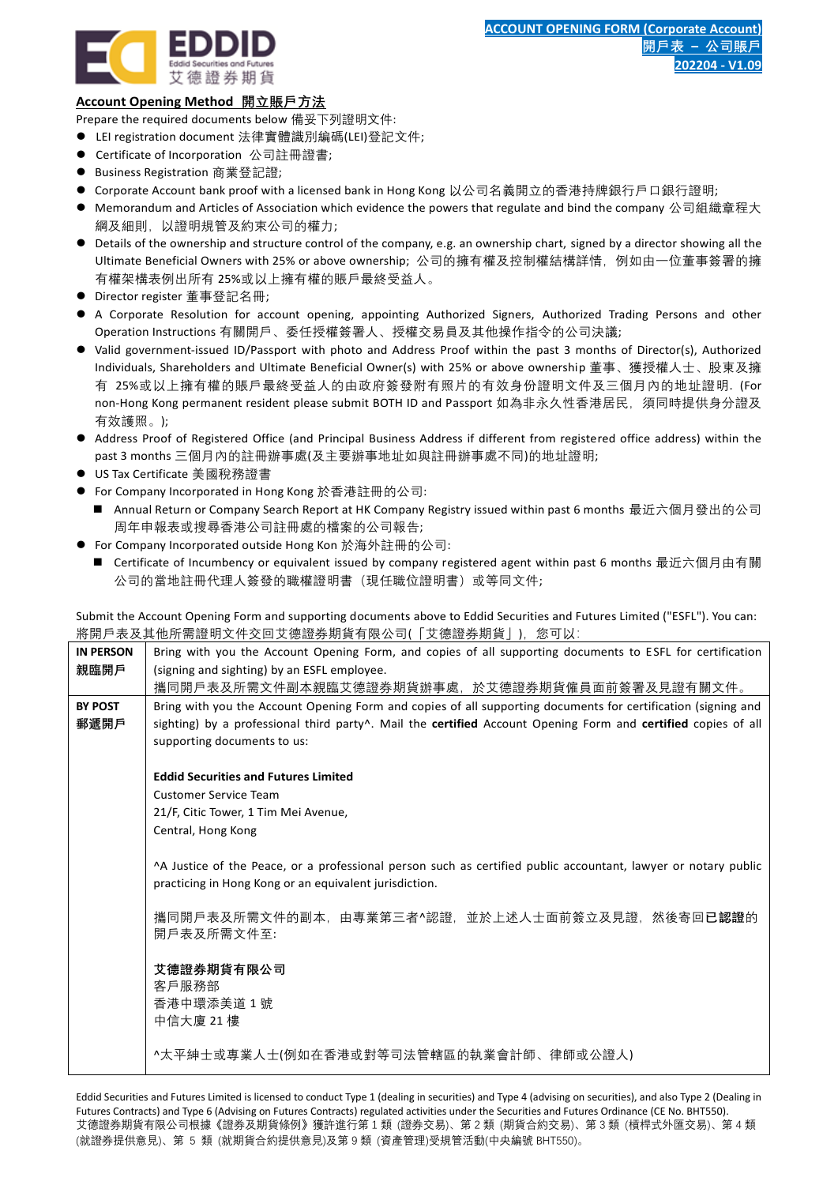**ACCOUNT OPENING FORM (Corporate Account)**
**開戶表 – 公司賬戶**
**202204 - V1.09**

## Account Opening Method 開立賬戶方法

Prepare the required documents below 備妥下列證明文件:

- LEI registration document 法律實體識別編碼(LEI)登記文件;
- Certificate of Incorporation 公司註冊證書;
- Business Registration 商業登記證;
- Corporate Account bank proof with a licensed bank in Hong Kong 以公司名義開立的香港持牌銀行戶口銀行證明;
- Memorandum and Articles of Association which evidence the powers that regulate and bind the company 公司組織章程大綱及細則，以證明規管及約束公司的權力;
- Details of the ownership and structure control of the company, e.g. an ownership chart, signed by a director showing all the Ultimate Beneficial Owners with 25% or above ownership; 公司的擁有權及控制權結構詳情，例如由一位董事簽署的擁有權架構表例出所有 25%或以上擁有權的賬戶最終受益人。
- Director register 董事登記名冊;
- A Corporate Resolution for account opening, appointing Authorized Signers, Authorized Trading Persons and other Operation Instructions 有關開戶、委任授權簽署人、授權交易員及其他操作指令的公司決議;
- Valid government-issued ID/Passport with photo and Address Proof within the past 3 months of Director(s), Authorized Individuals, Shareholders and Ultimate Beneficial Owner(s) with 25% or above ownership 董事、獲授權人士、股東及擁有 25%或以上擁有權的賬戶最終受益人的由政府簽發附有照片的有效身份證明文件及三個月內的地址證明. (For non-Hong Kong permanent resident please submit BOTH ID and Passport 如為非永久性香港居民，須同時提供身分證及有效護照。);
- Address Proof of Registered Office (and Principal Business Address if different from registered office address) within the past 3 months 三個月內的註冊辦事處(及主要辦事地址如與註冊辦事處不同)的地址證明;
- US Tax Certificate 美國稅務證書
- For Company Incorporated in Hong Kong 於香港註冊的公司:
  - Annual Return or Company Search Report at HK Company Registry issued within past 6 months 最近六個月發出的公司周年申報表或搜尋香港公司註冊處的檔案的公司報告;
- For Company Incorporated outside Hong Kon 於海外註冊的公司:
  - Certificate of Incumbency or equivalent issued by company registered agent within past 6 months 最近六個月由有關公司的當地註冊代理人簽發的職權證明書（現任職位證明書）或等同文件;

Submit the Account Opening Form and supporting documents above to Eddid Securities and Futures Limited ("ESFL"). You can:
將開戶表及其他所需證明文件交回艾德證券期貨有限公司(「艾德證券期貨」)，您可以:

| | |
|---|---|
| **IN PERSON**<br>**親臨開戶** | Bring with you the Account Opening Form, and copies of all supporting documents to ESFL for certification (signing and sighting) by an ESFL employee.<br>攜同開戶表及所需文件副本親臨艾德證券期貨辦事處，於艾德證券期貨僱員面前簽署及見證有關文件。 |
| **BY POST**<br>**郵遞開戶** | Bring with you the Account Opening Form and copies of all supporting documents for certification (signing and sighting) by a professional third party^. Mail the **certified** Account Opening Form and **certified** copies of all supporting documents to us:<br><br>**Eddid Securities and Futures Limited**<br>Customer Service Team<br>21/F, Citic Tower, 1 Tim Mei Avenue,<br>Central, Hong Kong<br><br>^A Justice of the Peace, or a professional person such as certified public accountant, lawyer or notary public practicing in Hong Kong or an equivalent jurisdiction.<br><br>攜同開戶表及所需文件的副本，由專業第三者^認證，並於上述人士面前簽立及見證，然後寄回**已認證**的開戶表及所需文件至:<br><br>**艾德證券期貨有限公司**<br>客戶服務部<br>香港中環添美道 1 號<br>中信大廈 21 樓<br><br>^太平紳士或專業人士(例如在香港或對等司法管轄區的執業會計師、律師或公證人) |

Eddid Securities and Futures Limited is licensed to conduct Type 1 (dealing in securities) and Type 4 (advising on securities), and also Type 2 (Dealing in Futures Contracts) and Type 6 (Advising on Futures Contracts) regulated activities under the Securities and Futures Ordinance (CE No. BHT550).
艾德證券期貨有限公司根據《證券及期貨條例》獲許進行第 1 類 (證券交易)、第 2 類 (期貨合約交易)、第 3 類 (槓桿式外匯交易)、第 4 類 (就證券提供意見)、第 5 類 (就期貨合約提供意見)及第 9 類 (資產管理)受規管活動(中央編號 BHT550)。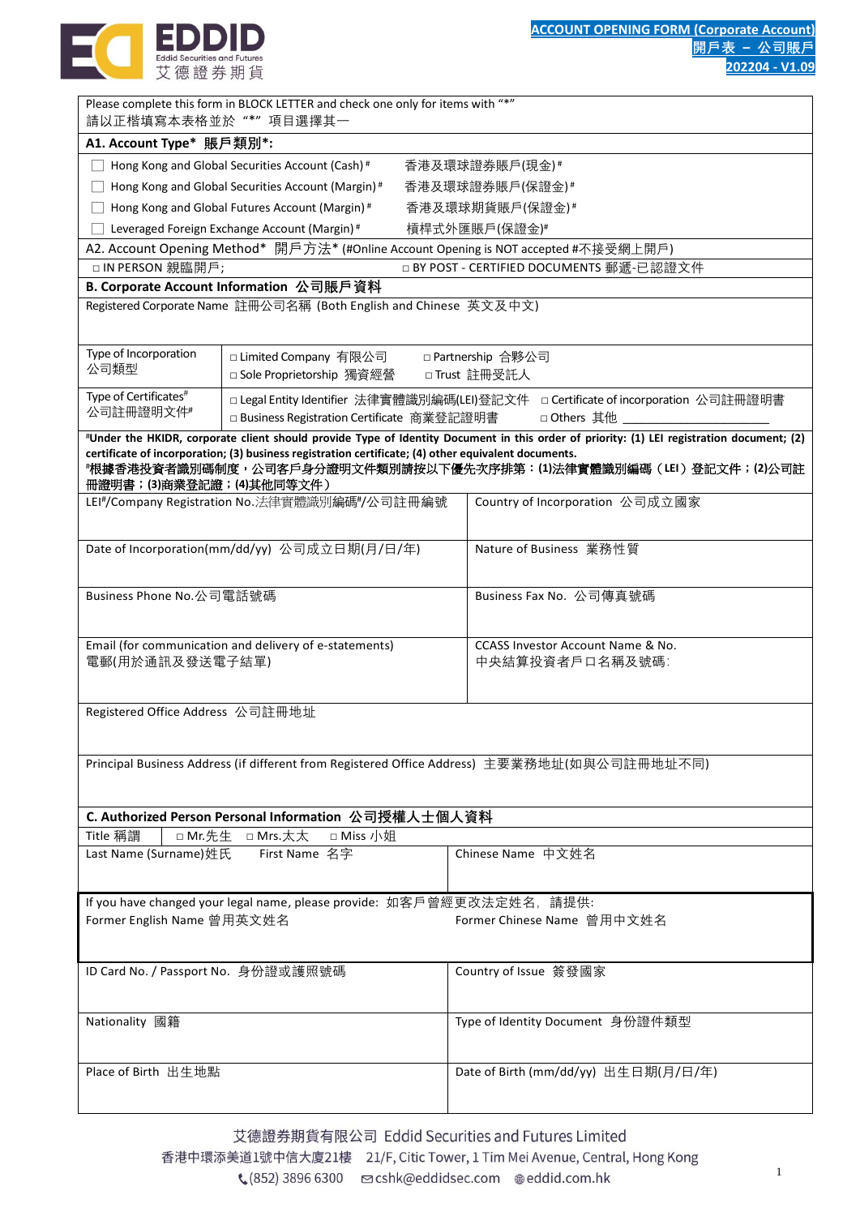**ACCOUNT OPENING FORM (Corporate Account)**
**開戶表 – 公司賬戶**
**202204 - V1.09**

Please complete this form in BLOCK LETTER and check one only for items with "*"
請以正楷填寫本表格並於 "*" 項目選擇其一

**A1. Account Type\* 賬戶類別\*:**

- ☐ Hong Kong and Global Securities Account (Cash)# 香港及環球證券賬戶(現金)#
- ☐ Hong Kong and Global Securities Account (Margin)# 香港及環球證券賬戶(保證金)#
- ☐ Hong Kong and Global Futures Account (Margin)# 香港及環球期貨賬戶(保證金)#
- ☐ Leveraged Foreign Exchange Account (Margin)# 槓桿式外匯賬戶(保證金)#

**A2. Account Opening Method\* 開戶方法\*** (#Online Account Opening is NOT accepted #不接受網上開戶)

□ IN PERSON 親臨開戶; □ BY POST - CERTIFIED DOCUMENTS 郵遞-已認證文件

**B. Corporate Account Information 公司賬戶資料**

| | |
|---|---|
| Registered Corporate Name 註冊公司名稱 (Both English and Chinese 英文及中文) | |
| Type of Incorporation 公司類型 | □ Limited Company 有限公司 □ Partnership 合夥公司 □ Sole Proprietorship 獨資經營 □ Trust 註冊受託人 |
| Type of Certificates# 公司註冊證明文件# | □ Legal Entity Identifier 法律實體識別編碼(LEI)登記文件 □ Certificate of incorporation 公司註冊證明書 □ Business Registration Certificate 商業登記證明書 □ Others 其他 ________________ |

**#Under the HKIDR, corporate client should provide Type of Identity Document in this order of priority: (1) LEI registration document; (2) certificate of incorporation; (3) business registration certificate; (4) other equivalent documents.**
**#根據香港投資者識別碼制度，公司客戶身分證明文件類別請按以下優先次序排第：(1)法律實體識別編碼（LEI）登記文件；(2)公司註冊證明書；(3)商業登記證；(4)其他同等文件）**

| | |
|---|---|
| LEI#/Company Registration No.法律實體識別編碼#/公司註冊編號 | Country of Incorporation 公司成立國家 |
| Date of Incorporation(mm/dd/yy) 公司成立日期(月/日/年) | Nature of Business 業務性質 |
| Business Phone No.公司電話號碼 | Business Fax No. 公司傳真號碼 |
| Email (for communication and delivery of e-statements) 電郵(用於通訊及發送電子結單) | CCASS Investor Account Name & No. 中央結算投資者戶口名稱及號碼: |
| Registered Office Address 公司註冊地址 | |
| Principal Business Address (if different from Registered Office Address) 主要業務地址(如與公司註冊地址不同) | |

**C. Authorized Person Personal Information 公司授權人士個人資料**

Title 稱謂 □ Mr.先生 □ Mrs.太太 □ Miss 小姐

| | |
|---|---|
| Last Name (Surname)姓氏 First Name 名字 | Chinese Name 中文姓名 |
| If you have changed your legal name, please provide: 如客戶曾經更改法定姓名，請提供: Former English Name 曾用英文姓名 | Former Chinese Name 曾用中文姓名 |
| ID Card No. / Passport No. 身份證或護照號碼 | Country of Issue 簽發國家 |
| Nationality 國籍 | Type of Identity Document 身份證件類型 |
| Place of Birth 出生地點 | Date of Birth (mm/dd/yy) 出生日期(月/日/年) |

艾德證券期貨有限公司 Eddid Securities and Futures Limited
香港中環添美道1號中信大廈21樓 21/F, Citic Tower, 1 Tim Mei Avenue, Central, Hong Kong
(852) 3896 6300 cshk@eddidsec.com eddid.com.hk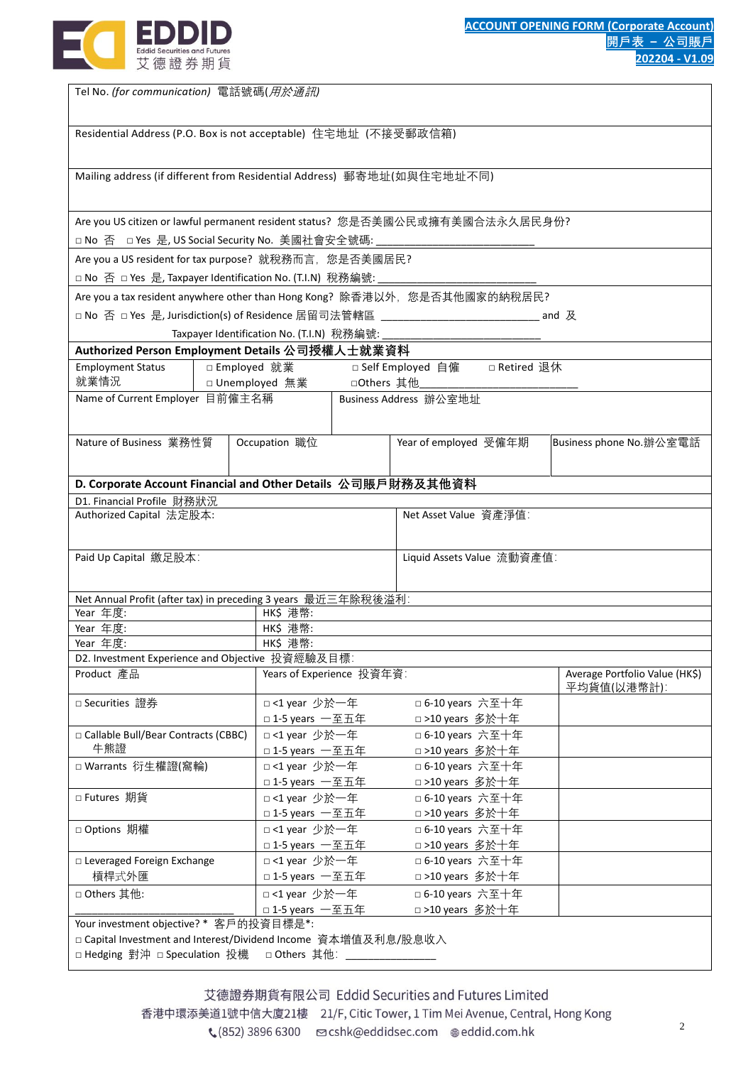Tel No. *(for communication)* 電話號碼(*用於通訊*)

Residential Address (P.O. Box is not acceptable) 住宅地址 (不接受郵政信箱)

Mailing address (if different from Residential Address) 郵寄地址(如與住宅地址不同)

Are you US citizen or lawful permanent resident status? 您是否美國公民或擁有美國合法永久居民身份?
□ No 否 □ Yes 是, US Social Security No. 美國社會安全號碼: ______________________

Are you a US resident for tax purpose? 就稅務而言，您是否美國居民?
□ No 否 □ Yes 是, Taxpayer Identification No. (T.I.N) 稅務編號: ______________________

Are you a tax resident anywhere other than Hong Kong? 除香港以外，您是否其他國家的納稅居民?
□ No 否 □ Yes 是, Jurisdiction(s) of Residence 居留司法管轄區 ______________________ and 及
Taxpayer Identification No. (T.I.N) 稅務編號: ______________________

## Authorized Person Employment Details 公司授權人士就業資料

| | | | |
|---|---|---|---|
| Employment Status 就業情況 | □ Employed 就業<br>□ Unemployed 無業 | □ Self Employed 自僱<br>□Others 其他__________ | □ Retired 退休 |
| Name of Current Employer 目前僱主名稱 | | Business Address 辦公室地址 | |
| Nature of Business 業務性質 | Occupation 職位 | Year of employed 受僱年期 | Business phone No.辦公室電話 |

## D. Corporate Account Financial and Other Details 公司賬戶財務及其他資料

D1. Financial Profile 財務狀況

| | |
|---|---|
| Authorized Capital 法定股本: | Net Asset Value 資產淨值: |
| Paid Up Capital 繳足股本: | Liquid Assets Value 流動資產值: |

Net Annual Profit (after tax) in preceding 3 years 最近三年除稅後溢利:

| | |
|---|---|
| Year 年度: | HK$ 港幣: |
| Year 年度: | HK$ 港幣: |
| Year 年度: | HK$ 港幣: |

D2. Investment Experience and Objective 投資經驗及目標:

| Product 產品 | Years of Experience 投資年資: | | Average Portfolio Value (HK$) 平均貨值(以港幣計): |
|---|---|---|---|
| □ Securities 證券 | □ <1 year 少於一年<br>□ 1-5 years 一至五年 | □ 6-10 years 六至十年<br>□ >10 years 多於十年 | |
| □ Callable Bull/Bear Contracts (CBBC) 牛熊證 | □ <1 year 少於一年<br>□ 1-5 years 一至五年 | □ 6-10 years 六至十年<br>□ >10 years 多於十年 | |
| □ Warrants 衍生權證(窩輪) | □ <1 year 少於一年<br>□ 1-5 years 一至五年 | □ 6-10 years 六至十年<br>□ >10 years 多於十年 | |
| □ Futures 期貨 | □ <1 year 少於一年<br>□ 1-5 years 一至五年 | □ 6-10 years 六至十年<br>□ >10 years 多於十年 | |
| □ Options 期權 | □ <1 year 少於一年<br>□ 1-5 years 一至五年 | □ 6-10 years 六至十年<br>□ >10 years 多於十年 | |
| □ Leveraged Foreign Exchange 槓桿式外匯 | □ <1 year 少於一年<br>□ 1-5 years 一至五年 | □ 6-10 years 六至十年<br>□ >10 years 多於十年 | |
| □ Others 其他: __________ | □ <1 year 少於一年<br>□ 1-5 years 一至五年 | □ 6-10 years 六至十年<br>□ >10 years 多於十年 | |

Your investment objective? * 客戶的投資目標是*:
□ Capital Investment and Interest/Dividend Income 資本增值及利息/股息收入
□ Hedging 對沖 □ Speculation 投機 □ Others 其他: ______________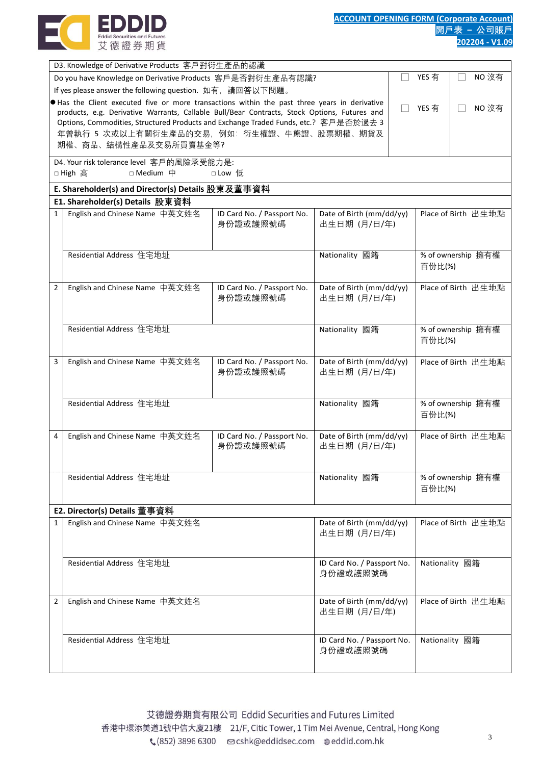## D3. Knowledge of Derivative Products 客戶對衍生產品的認識

| | | |
|---|---|---|
| Do you have Knowledge on Derivative Products 客戶是否對衍生產品有認識?<br>If yes please answer the following question. 如有，請回答以下問題。 | ☐ YES 有 | ☐ NO 沒有 |
| ● Has the Client executed five or more transactions within the past three years in derivative products, e.g. Derivative Warrants, Callable Bull/Bear Contracts, Stock Options, Futures and Options, Commodities, Structured Products and Exchange Traded Funds, etc.? 客戶是否於過去 3 年曾執行 5 次或以上有關衍生產品的交易，例如：衍生權證、牛熊證、股票期權、期貨及期權、商品、結構性產品及交易所買賣基金等? | ☐ YES 有 | ☐ NO 沒有 |

D4. Your risk tolerance level 客戶的風險承受能力是:
□ High 高 □ Medium 中 □ Low 低

## E. Shareholder(s) and Director(s) Details 股東及董事資料

### E1. Shareholder(s) Details 股東資料

| | | | | |
|---|---|---|---|---|
| 1 | English and Chinese Name 中英文姓名 | ID Card No. / Passport No. 身份證或護照號碼 | Date of Birth (mm/dd/yy) 出生日期 (月/日/年) | Place of Birth 出生地點 |
| | Residential Address 住宅地址 | | Nationality 國籍 | % of ownership 擁有權百份比(%) |
| 2 | English and Chinese Name 中英文姓名 | ID Card No. / Passport No. 身份證或護照號碼 | Date of Birth (mm/dd/yy) 出生日期 (月/日/年) | Place of Birth 出生地點 |
| | Residential Address 住宅地址 | | Nationality 國籍 | % of ownership 擁有權百份比(%) |
| 3 | English and Chinese Name 中英文姓名 | ID Card No. / Passport No. 身份證或護照號碼 | Date of Birth (mm/dd/yy) 出生日期 (月/日/年) | Place of Birth 出生地點 |
| | Residential Address 住宅地址 | | Nationality 國籍 | % of ownership 擁有權百份比(%) |
| 4 | English and Chinese Name 中英文姓名 | ID Card No. / Passport No. 身份證或護照號碼 | Date of Birth (mm/dd/yy) 出生日期 (月/日/年) | Place of Birth 出生地點 |
| | Residential Address 住宅地址 | | Nationality 國籍 | % of ownership 擁有權百份比(%) |

### E2. Director(s) Details 董事資料

| | | | |
|---|---|---|---|
| 1 | English and Chinese Name 中英文姓名 | Date of Birth (mm/dd/yy) 出生日期 (月/日/年) | Place of Birth 出生地點 |
| | Residential Address 住宅地址 | ID Card No. / Passport No. 身份證或護照號碼 | Nationality 國籍 |
| 2 | English and Chinese Name 中英文姓名 | Date of Birth (mm/dd/yy) 出生日期 (月/日/年) | Place of Birth 出生地點 |
| | Residential Address 住宅地址 | ID Card No. / Passport No. 身份證或護照號碼 | Nationality 國籍 |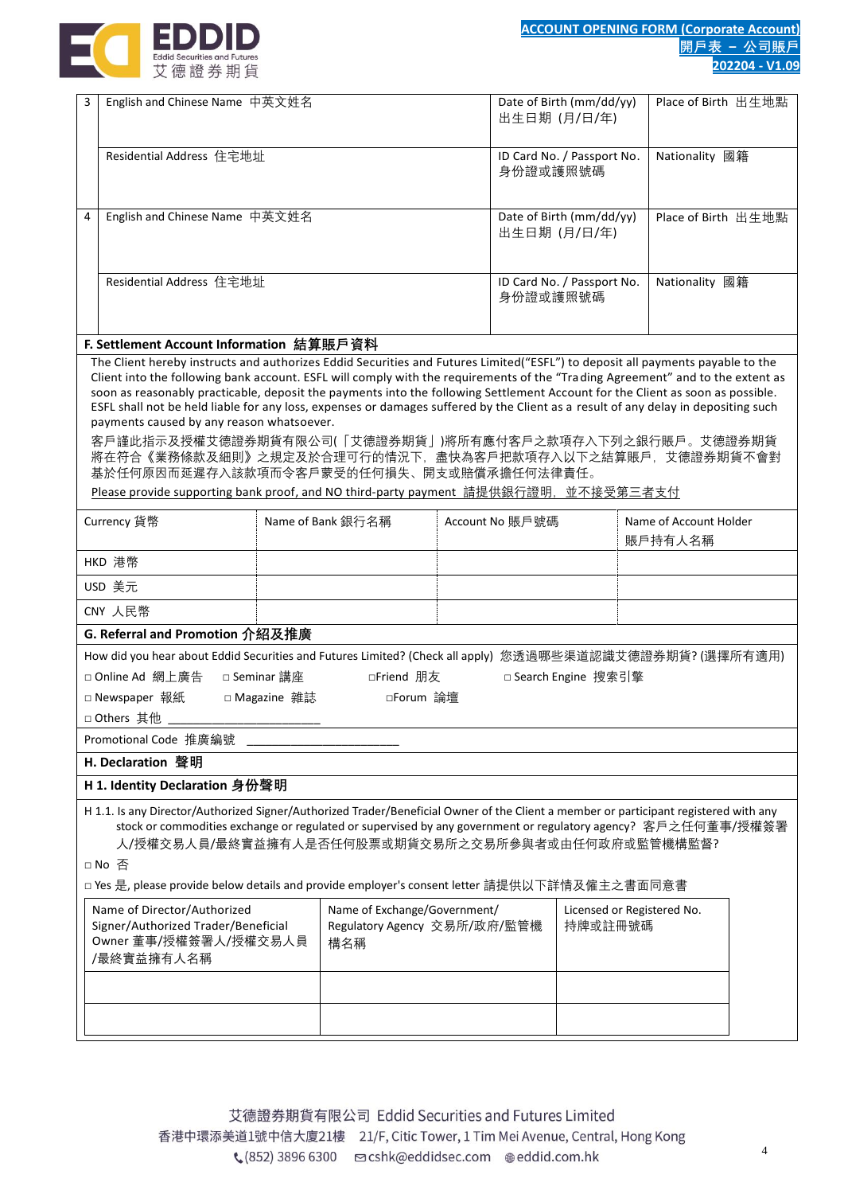| | | | |
|---|---|---|---|
| 3 | English and Chinese Name 中英文姓名 | Date of Birth (mm/dd/yy) 出生日期 (月/日/年) | Place of Birth 出生地點 |
| | Residential Address 住宅地址 | ID Card No. / Passport No. 身份證或護照號碼 | Nationality 國籍 |
| 4 | English and Chinese Name 中英文姓名 | Date of Birth (mm/dd/yy) 出生日期 (月/日/年) | Place of Birth 出生地點 |
| | Residential Address 住宅地址 | ID Card No. / Passport No. 身份證或護照號碼 | Nationality 國籍 |

## F. Settlement Account Information 結算賬戶資料

The Client hereby instructs and authorizes Eddid Securities and Futures Limited("ESFL") to deposit all payments payable to the Client into the following bank account. ESFL will comply with the requirements of the "Trading Agreement" and to the extent as soon as reasonably practicable, deposit the payments into the following Settlement Account for the Client as soon as possible. ESFL shall not be held liable for any loss, expenses or damages suffered by the Client as a result of any delay in depositing such payments caused by any reason whatsoever.

客戶謹此指示及授權艾德證券期貨有限公司(「艾德證券期貨」)將所有應付客戶之款項存入下列之銀行賬戶。艾德證券期貨將在符合《業務條款及細則》之規定及於合理可行的情況下，盡快為客戶把款項存入以下之結算賬戶，艾德證券期貨不會對基於任何原因而延遲存入該款項而令客戶蒙受的任何損失、開支或賠償承擔任何法律責任。

Please provide supporting bank proof, and NO third-party payment 請提供銀行證明，並不接受第三者支付

| Currency 貨幣 | Name of Bank 銀行名稱 | Account No 賬戶號碼 | Name of Account Holder 賬戶持有人名稱 |
|---|---|---|---|
| HKD 港幣 | | | |
| USD 美元 | | | |
| CNY 人民幣 | | | |

## G. Referral and Promotion 介紹及推廣

How did you hear about Eddid Securities and Futures Limited? (Check all apply) 您透過哪些渠道認識艾德證券期貨? (選擇所有適用)

□ Online Ad 網上廣告 □ Seminar 講座 □Friend 朋友 □ Search Engine 搜索引擎

□ Newspaper 報紙 □ Magazine 雜誌 □Forum 論壇

□ Others 其他 ______________________

Promotional Code 推廣編號 ______________________

## H. Declaration 聲明

### H 1. Identity Declaration 身份聲明

H 1.1. Is any Director/Authorized Signer/Authorized Trader/Beneficial Owner of the Client a member or participant registered with any stock or commodities exchange or regulated or supervised by any government or regulatory agency? 客戶之任何董事/授權簽署人/授權交易人員/最終實益擁有人是否任何股票或期貨交易所之交易所參與者或由任何政府或監管機構監督?

□ No 否

□ Yes 是, please provide below details and provide employer's consent letter 請提供以下詳情及僱主之書面同意書

| Name of Director/Authorized Signer/Authorized Trader/Beneficial Owner 董事/授權簽署人/授權交易人員/最終實益擁有人名稱 | Name of Exchange/Government/ Regulatory Agency 交易所/政府/監管機構名稱 | Licensed or Registered No. 持牌或註冊號碼 |
|---|---|---|
| | | |
| | | |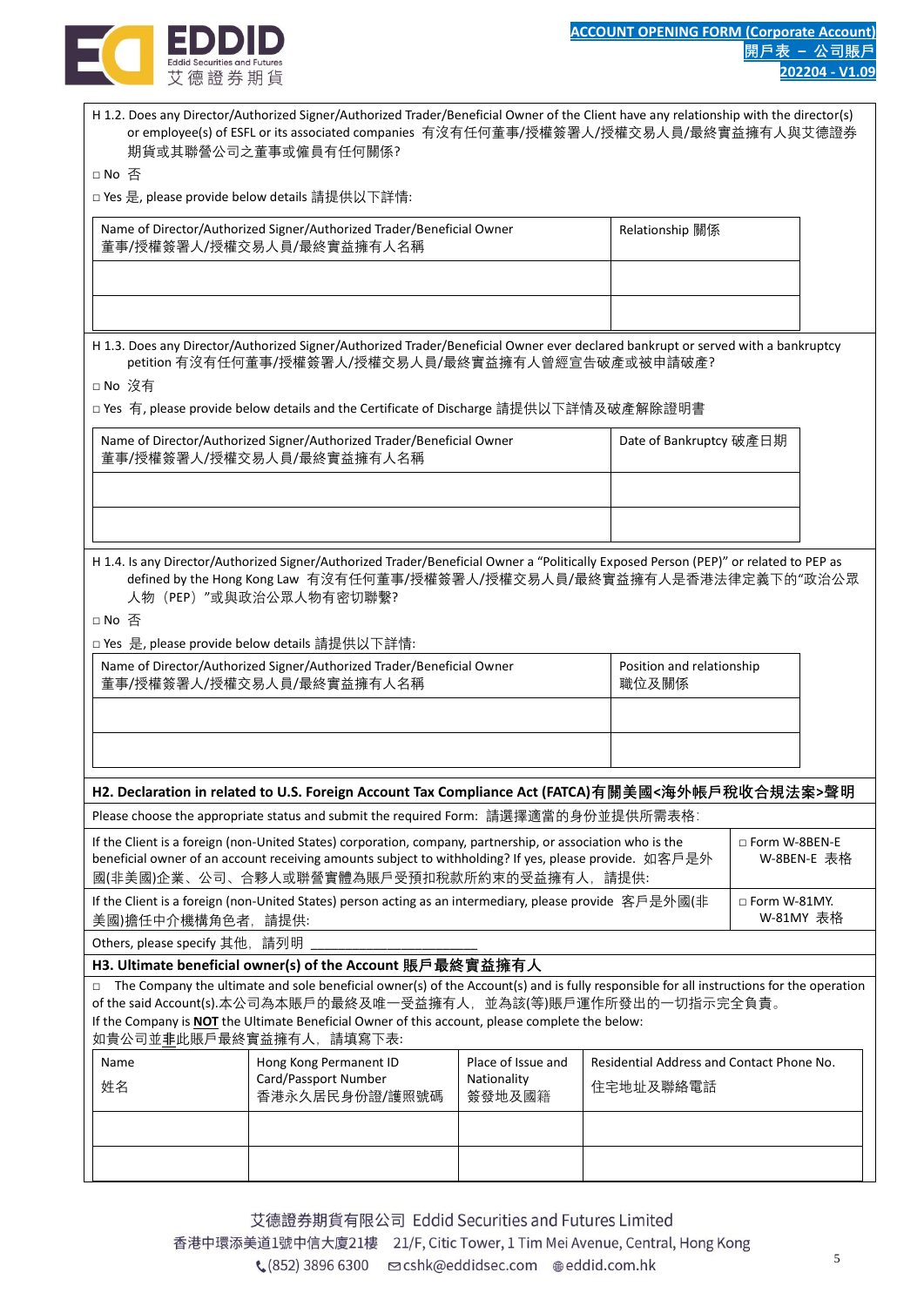H 1.2. Does any Director/Authorized Signer/Authorized Trader/Beneficial Owner of the Client have any relationship with the director(s) or employee(s) of ESFL or its associated companies 有沒有任何董事/授權簽署人/授權交易人員/最終實益擁有人與艾德證券期貨或其聯營公司之董事或僱員有任何關係?

□ No 否

□ Yes 是, please provide below details 請提供以下詳情:

| Name of Director/Authorized Signer/Authorized Trader/Beneficial Owner 董事/授權簽署人/授權交易人員/最終實益擁有人名稱 | Relationship 關係 |
|---|---|
| | |
| | |

H 1.3. Does any Director/Authorized Signer/Authorized Trader/Beneficial Owner ever declared bankrupt or served with a bankruptcy petition 有沒有任何董事/授權簽署人/授權交易人員/最終實益擁有人曾經宣告破產或被申請破產?

□ No 沒有

□ Yes 有, please provide below details and the Certificate of Discharge 請提供以下詳情及破產解除證明書

| Name of Director/Authorized Signer/Authorized Trader/Beneficial Owner 董事/授權簽署人/授權交易人員/最終實益擁有人名稱 | Date of Bankruptcy 破產日期 |
|---|---|
| | |
| | |

H 1.4. Is any Director/Authorized Signer/Authorized Trader/Beneficial Owner a "Politically Exposed Person (PEP)" or related to PEP as defined by the Hong Kong Law 有沒有任何董事/授權簽署人/授權交易人員/最終實益擁有人是香港法律定義下的"政治公眾人物（PEP）"或與政治公眾人物有密切聯繫?

□ No 否

□ Yes 是, please provide below details 請提供以下詳情:

| Name of Director/Authorized Signer/Authorized Trader/Beneficial Owner 董事/授權簽署人/授權交易人員/最終實益擁有人名稱 | Position and relationship 職位及關係 |
|---|---|
| | |
| | |

## H2. Declaration in related to U.S. Foreign Account Tax Compliance Act (FATCA)有關美國<海外帳戶稅收合規法案>聲明

Please choose the appropriate status and submit the required Form: 請選擇適當的身份並提供所需表格:

| | |
|---|---|
| If the Client is a foreign (non-United States) corporation, company, partnership, or association who is the beneficial owner of an account receiving amounts subject to withholding? If yes, please provide. 如客戶是外國(非美國)企業、公司、合夥人或聯營實體為賬戶受預扣稅款所約束的受益擁有人，請提供: | □ Form W-8BEN-E W-8BEN-E 表格 |
| If the Client is a foreign (non-United States) person acting as an intermediary, please provide 客戶是外國(非美國)擔任中介機構角色者，請提供: | □ Form W-81MY. W-81MY 表格 |

Others, please specify 其他，請列明 ________________________

## H3. Ultimate beneficial owner(s) of the Account 賬戶最終實益擁有人

□ The Company the ultimate and sole beneficial owner(s) of the Account(s) and is fully responsible for all instructions for the operation of the said Account(s).本公司為本賬戶的最終及唯一受益擁有人，並為該(等)賬戶運作所發出的一切指示完全負責。

If the Company is **NOT** the Ultimate Beneficial Owner of this account, please complete the below:
如賣公司並非此賬戶最終實益擁有人，請填寫下表:

| Name 姓名 | Hong Kong Permanent ID Card/Passport Number 香港永久居民身份證/護照號碼 | Place of Issue and Nationality 簽發地及國籍 | Residential Address and Contact Phone No. 住宅地址及聯絡電話 |
|---|---|---|---|
| | | | |
| | | | |

艾德證券期貨有限公司 Eddid Securities and Futures Limited
香港中環添美道1號中信大廈21樓 21/F, Citic Tower, 1 Tim Mei Avenue, Central, Hong Kong
(852) 3896 6300 cshk@eddidsec.com eddid.com.hk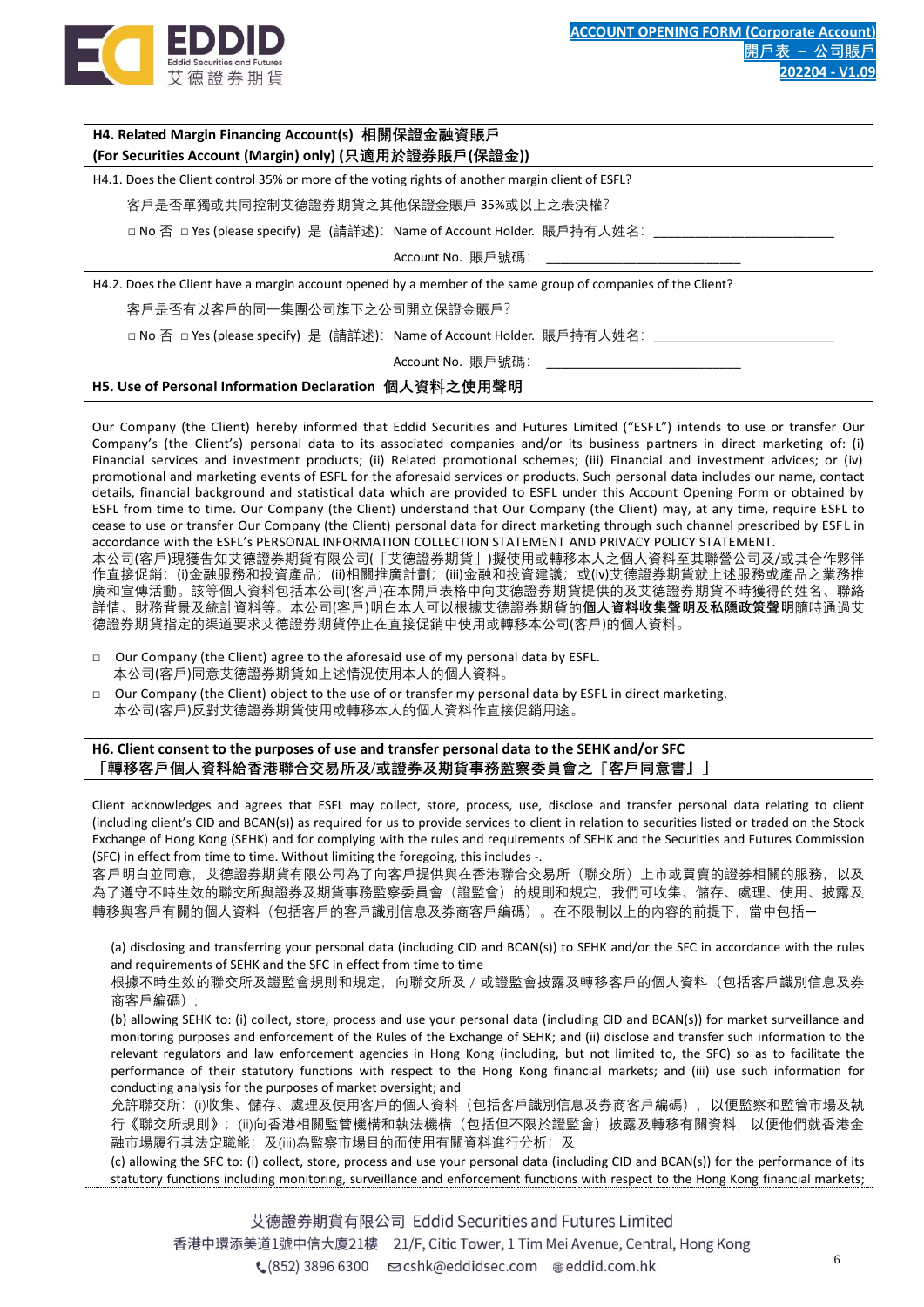### H4. Related Margin Financing Account(s) 相關保證金融資賬戶 (For Securities Account (Margin) only) (只適用於證券賬戶(保證金))

H4.1. Does the Client control 35% or more of the voting rights of another margin client of ESFL?

客戶是否單獨或共同控制艾德證券期貨之其他保證金賬戶 35%或以上之表決權?

□ No 否 □ Yes (please specify) 是 (請詳述): Name of Account Holder. 賬戶持有人姓名: \_\_\_\_\_\_\_\_\_\_\_\_\_\_\_\_\_\_\_\_\_\_\_\_\_\_\_\_

Account No. 賬戶號碼: \_\_\_\_\_\_\_\_\_\_\_\_\_\_\_\_\_\_\_\_\_\_\_\_\_\_\_\_

H4.2. Does the Client have a margin account opened by a member of the same group of companies of the Client?

客戶是否有以客戶的同一集團公司旗下之公司開立保證金賬戶?

□ No 否 □ Yes (please specify) 是 (請詳述): Name of Account Holder. 賬戶持有人姓名: \_\_\_\_\_\_\_\_\_\_\_\_\_\_\_\_\_\_\_\_\_\_\_\_\_\_\_\_

Account No. 賬戶號碼: \_\_\_\_\_\_\_\_\_\_\_\_\_\_\_\_\_\_\_\_\_\_\_\_\_\_\_\_

### H5. Use of Personal Information Declaration 個人資料之使用聲明

Our Company (the Client) hereby informed that Eddid Securities and Futures Limited ("ESFL") intends to use or transfer Our Company's (the Client's) personal data to its associated companies and/or its business partners in direct marketing of: (i) Financial services and investment products; (ii) Related promotional schemes; (iii) Financial and investment advices; or (iv) promotional and marketing events of ESFL for the aforesaid services or products. Such personal data includes our name, contact details, financial background and statistical data which are provided to ESFL under this Account Opening Form or obtained by ESFL from time to time. Our Company (the Client) understand that Our Company (the Client) may, at any time, require ESFL to cease to use or transfer Our Company (the Client) personal data for direct marketing through such channel prescribed by ESFL in accordance with the ESFL's PERSONAL INFORMATION COLLECTION STATEMENT AND PRIVACY POLICY STATEMENT.

本公司(客戶)現獲告知艾德證券期貨有限公司(「艾德證券期貨」)擬使用或轉移本人之個人資料至其聯營公司及/或其合作夥伴作直接促銷: (i)金融服務和投資產品; (ii)相關推廣計劃; (iii)金融和投資建議; 或(iv)艾德證券期貨就上述服務或產品之業務推廣和宣傳活動。該等個人資料包括本公司(客戶)在本開戶表格中向艾德證券期貨提供的及艾德證券期貨不時獲得的姓名、聯絡詳情、財務背景及統計資料等。本公司(客戶)明白本人可以根據艾德證券期貨的**個人資料收集聲明及私隱政策聲明**隨時通過艾德證券期貨指定的渠道要求艾德證券期貨停止在直接促銷中使用或轉移本公司(客戶)的個人資料。

- □ Our Company (the Client) agree to the aforesaid use of my personal data by ESFL.
  本公司(客戶)同意艾德證券期貨如上述情況使用本人的個人資料。
- □ Our Company (the Client) object to the use of or transfer my personal data by ESFL in direct marketing.
  本公司(客戶)反對艾德證券期貨使用或轉移本人的個人資料作直接促銷用途。

### H6. Client consent to the purposes of use and transfer personal data to the SEHK and/or SFC 「轉移客戶個人資料給香港聯合交易所及/或證券及期貨事務監察委員會之『客戶同意書』」

Client acknowledges and agrees that ESFL may collect, store, process, use, disclose and transfer personal data relating to client (including client's CID and BCAN(s)) as required for us to provide services to client in relation to securities listed or traded on the Stock Exchange of Hong Kong (SEHK) and for complying with the rules and requirements of SEHK and the Securities and Futures Commission (SFC) in effect from time to time. Without limiting the foregoing, this includes -.

客戶明白並同意，艾德證券期貨有限公司為了向客戶提供與在香港聯合交易所（聯交所）上市或買賣的證券相關的服務，以及為了遵守不時生效的聯交所與證券及期貨事務監察委員會（證監會）的規則和規定，我們可收集、儲存、處理、使用、披露及轉移與客戶有關的個人資料（包括客戶的客戶識別信息及券商客戶編碼）。在不限制以上的內容的前提下，當中包括—

(a) disclosing and transferring your personal data (including CID and BCAN(s)) to SEHK and/or the SFC in accordance with the rules and requirements of SEHK and the SFC in effect from time to time
根據不時生效的聯交所及證監會規則和規定，向聯交所及／或證監會披露及轉移客戶的個人資料（包括客戶識別信息及券商客戶編碼）;

(b) allowing SEHK to: (i) collect, store, process and use your personal data (including CID and BCAN(s)) for market surveillance and monitoring purposes and enforcement of the Rules of the Exchange of SEHK; and (ii) disclose and transfer such information to the relevant regulators and law enforcement agencies in Hong Kong (including, but not limited to, the SFC) so as to facilitate the performance of their statutory functions with respect to the Hong Kong financial markets; and (iii) use such information for conducting analysis for the purposes of market oversight; and
允許聯交所: (i)收集、儲存、處理及使用客戶的個人資料（包括客戶識別信息及券商客戶編碼），以便監察和監管市場及執行《聯交所規則》; (ii)向香港相關監管機構和執法機構（包括但不限於證監會）披露及轉移有關資料，以便他們就香港金融市場履行其法定職能; 及(iii)為監察市場目的而使用有關資料進行分析; 及

(c) allowing the SFC to: (i) collect, store, process and use your personal data (including CID and BCAN(s)) for the performance of its statutory functions including monitoring, surveillance and enforcement functions with respect to the Hong Kong financial markets;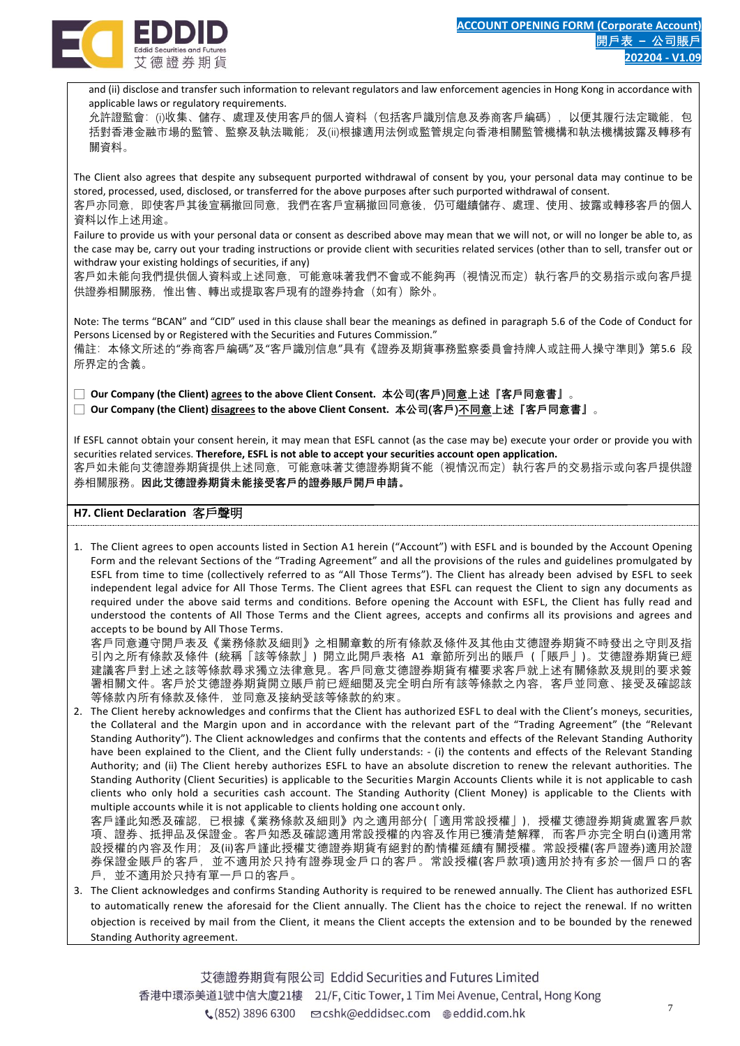and (ii) disclose and transfer such information to relevant regulators and law enforcement agencies in Hong Kong in accordance with applicable laws or regulatory requirements.
允許證監會：(i)收集、儲存、處理及使用客戶的個人資料（包括客戶識別信息及券商客戶編碼），以便其履行法定職能，包括對香港金融市場的監管、監察及執法職能；及(ii)根據適用法例或監管規定向香港相關監管機構和執法機構披露及轉移有關資料。

The Client also agrees that despite any subsequent purported withdrawal of consent by you, your personal data may continue to be stored, processed, used, disclosed, or transferred for the above purposes after such purported withdrawal of consent.
客戶亦同意，即使客戶其後宣稱撤回同意，我們在客戶宣稱撤回同意後，仍可繼續儲存、處理、使用、披露或轉移客戶的個人資料以作上述用途。
Failure to provide us with your personal data or consent as described above may mean that we will not, or will no longer be able to, as the case may be, carry out your trading instructions or provide client with securities related services (other than to sell, transfer out or withdraw your existing holdings of securities, if any)
客戶如未能向我們提供個人資料或上述同意，可能意味著我們不會或不能夠再（視情況而定）執行客戶的交易指示或向客戶提供證券相關服務，惟出售、轉出或提取客戶現有的證券持倉（如有）除外。

Note: The terms "BCAN" and "CID" used in this clause shall bear the meanings as defined in paragraph 5.6 of the Code of Conduct for Persons Licensed by or Registered with the Securities and Futures Commission."
備註：本條文所述的"券商客戶編碼"及"客戶識別信息"具有《證券及期貨事務監察委員會持牌人或註冊人操守準則》第5.6 段所界定的含義。

☐ **Our Company (the Client) agrees to the above Client Consent. 本公司(客戶)同意上述『客戶同意書』。**
☐ **Our Company (the Client) disagrees to the above Client Consent. 本公司(客戶)不同意上述『客戶同意書』。**

If ESFL cannot obtain your consent herein, it may mean that ESFL cannot (as the case may be) execute your order or provide you with securities related services. **Therefore, ESFL is not able to accept your securities account open application.**
客戶如未能向艾德證券期貨提供上述同意，可能意味著艾德證券期貨不能（視情況而定）執行客戶的交易指示或向客戶提供證券相關服務。**因此艾德證券期貨未能接受客戶的證券賬戶開戶申請。**

## H7. Client Declaration 客戶聲明

1. The Client agrees to open accounts listed in Section A1 herein ("Account") with ESFL and is bounded by the Account Opening Form and the relevant Sections of the "Trading Agreement" and all the provisions of the rules and guidelines promulgated by ESFL from time to time (collectively referred to as "All Those Terms"). The Client has already been advised by ESFL to seek independent legal advice for All Those Terms. The Client agrees that ESFL can request the Client to sign any documents as required under the above said terms and conditions. Before opening the Account with ESFL, the Client has fully read and understood the contents of All Those Terms and the Client agrees, accepts and confirms all its provisions and agrees and accepts to be bound by All Those Terms.
客戶同意遵守開戶表及《業務條款及細則》之相關章數的所有條款及條件及其他由艾德證券期貨不時發出之守則及指引內之所有條款及條件（統稱「該等條款」）開立此開戶表格 A1 章節所列出的賬戶（「賬戶」）。艾德證券期貨已經建議客戶對上述之該等條款尋求獨立法律意見。客戶同意艾德證券期貨有權要求客戶就上述有關條款及規則的要求簽署相關文件。客戶於艾德證券期貨開立賬戶前已經細閱及完全明白所有該等條款之內容，客戶並同意、接受及確認該等條款內所有條款及條件，並同意及接納受該等條款的約束。
2. The Client hereby acknowledges and confirms that the Client has authorized ESFL to deal with the Client's moneys, securities, the Collateral and the Margin upon and in accordance with the relevant part of the "Trading Agreement" (the "Relevant Standing Authority"). The Client acknowledges and confirms that the contents and effects of the Relevant Standing Authority have been explained to the Client, and the Client fully understands: - (i) the contents and effects of the Relevant Standing Authority; and (ii) The Client hereby authorizes ESFL to have an absolute discretion to renew the relevant authorities. The Standing Authority (Client Securities) is applicable to the Securities Margin Accounts Clients while it is not applicable to cash clients who only hold a securities cash account. The Standing Authority (Client Money) is applicable to the Clients with multiple accounts while it is not applicable to clients holding one account only.
客戶謹此知悉及確認，已根據《業務條款及細則》內之適用部份(「適用常設授權」)，授權艾德證券期貨處置客戶款項、證券、抵押品及保證金。客戶知悉及確認適用常設授權的內容及作用已獲清楚解釋，而客戶亦完全明白(i)適用常設授權的內容及作用；及(ii)客戶謹此授權艾德證券期貨有絕對的酌情權延續有關授權。常設授權(客戶證券)適用於證券保證金賬戶的客戶，並不適用於只持有證券現金戶口的客戶。常設授權(客戶款項)適用於持有多於一個戶口的客戶，並不適用於只持有單一戶口的客戶。
3. The Client acknowledges and confirms Standing Authority is required to be renewed annually. The Client has authorized ESFL to automatically renew the aforesaid for the Client annually. The Client has the choice to reject the renewal. If no written objection is received by mail from the Client, it means the Client accepts the extension and to be bounded by the renewed Standing Authority agreement.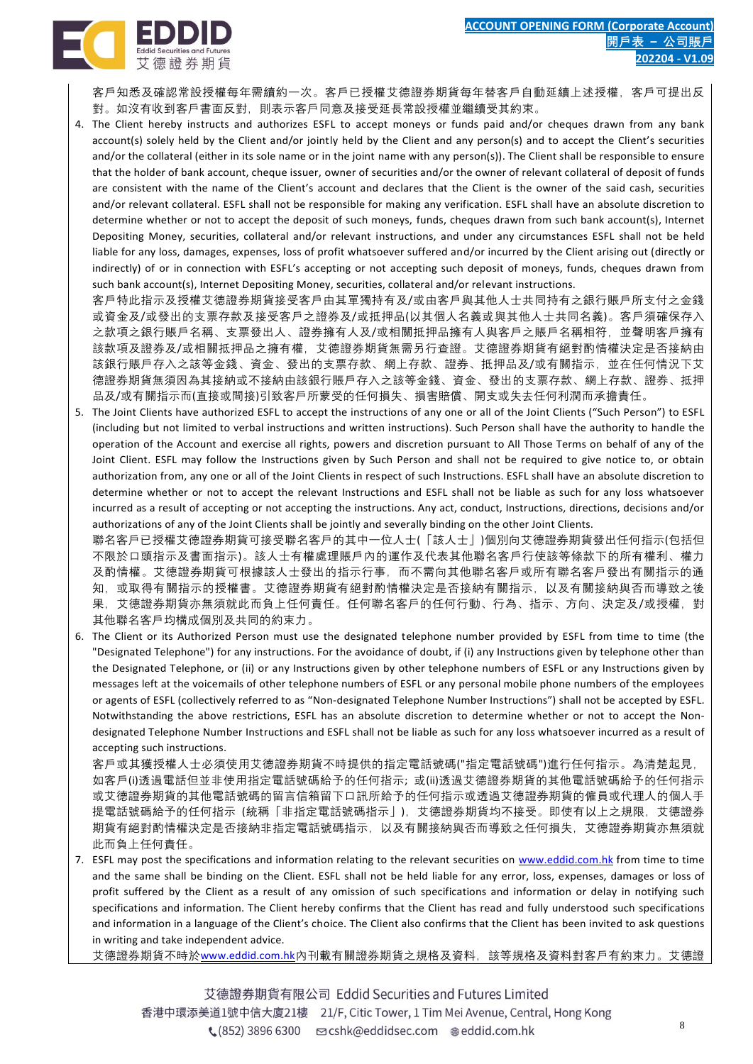客戶知悉及確認常設授權每年需續約一次。客戶已授權艾德證券期貨每年替客戶自動延續上述授權，客戶可提出反對。如沒有收到客戶書面反對，則表示客戶同意及接受延長常設授權並繼續受其約束。

4. The Client hereby instructs and authorizes ESFL to accept moneys or funds paid and/or cheques drawn from any bank account(s) solely held by the Client and/or jointly held by the Client and any person(s) and to accept the Client's securities and/or the collateral (either in its sole name or in the joint name with any person(s)). The Client shall be responsible to ensure that the holder of bank account, cheque issuer, owner of securities and/or the owner of relevant collateral of deposit of funds are consistent with the name of the Client's account and declares that the Client is the owner of the said cash, securities and/or relevant collateral. ESFL shall not be responsible for making any verification. ESFL shall have an absolute discretion to determine whether or not to accept the deposit of such moneys, funds, cheques drawn from such bank account(s), Internet Depositing Money, securities, collateral and/or relevant instructions, and under any circumstances ESFL shall not be held liable for any loss, damages, expenses, loss of profit whatsoever suffered and/or incurred by the Client arising out (directly or indirectly) of or in connection with ESFL's accepting or not accepting such deposit of moneys, funds, cheques drawn from such bank account(s), Internet Depositing Money, securities, collateral and/or relevant instructions.
   客戶特此指示及授權艾德證券期貨接受客戶由其單獨持有及/或由客戶與其他人士共同持有之銀行賬戶所支付之金錢或資金及/或發出的支票存款及接受客戶之證券及/或抵押品(以其個人名義或與其他人士共同名義)。客戶須確保存入之款項之銀行賬戶名稱、支票發出人、證券擁有人及/或相關抵押品擁有人與客戶之賬戶名稱相符，並聲明客戶擁有該款項及證券及/或相關抵押品之擁有權，艾德證券期貨無需另行查證。艾德證券期貨有絕對酌情權決定是否接納由該銀行賬戶存入之該等金錢、資金、發出的支票存款、網上存款、證券、抵押品及/或有關指示，並在任何情況下艾德證券期貨無須因為其接納或不接納由該銀行賬戶存入之該等金錢、資金、發出的支票存款、網上存款、證券、抵押品及/或有關指示而(直接或間接)引致客戶所蒙受的任何損失、損害賠償、開支或失去任何利潤而承擔責任。

5. The Joint Clients have authorized ESFL to accept the instructions of any one or all of the Joint Clients ("Such Person") to ESFL (including but not limited to verbal instructions and written instructions). Such Person shall have the authority to handle the operation of the Account and exercise all rights, powers and discretion pursuant to All Those Terms on behalf of any of the Joint Client. ESFL may follow the Instructions given by Such Person and shall not be required to give notice to, or obtain authorization from, any one or all of the Joint Clients in respect of such Instructions. ESFL shall have an absolute discretion to determine whether or not to accept the relevant Instructions and ESFL shall not be liable as such for any loss whatsoever incurred as a result of accepting or not accepting the instructions. Any act, conduct, Instructions, directions, decisions and/or authorizations of any of the Joint Clients shall be jointly and severally binding on the other Joint Clients.
   聯名客戶已授權艾德證券期貨可接受聯名客戶的其中一位人士(「該人士」)個別向艾德證券期貨發出任何指示(包括但不限於口頭指示及書面指示)。該人士有權處理賬戶內的運作及代表其他聯名客戶行使該等條款下的所有權利、權力及酌情權。艾德證券期貨可根據該人士發出的指示行事，而不需向其他聯名客戶或所有聯名客戶發出有關指示的通知，或取得有關指示的授權書。艾德證券期貨有絕對酌情權決定是否接納有關指示，以及有關接納與否而導致之後果，艾德證券期貨亦無須就此而負上任何責任。任何聯名客戶的任何行動、行為、指示、方向、決定及/或授權，對其他聯名客戶均構成個別及共同的約束力。

6. The Client or its Authorized Person must use the designated telephone number provided by ESFL from time to time (the "Designated Telephone") for any instructions. For the avoidance of doubt, if (i) any Instructions given by telephone other than the Designated Telephone, or (ii) or any Instructions given by other telephone numbers of ESFL or any Instructions given by messages left at the voicemails of other telephone numbers of ESFL or any personal mobile phone numbers of the employees or agents of ESFL (collectively referred to as "Non-designated Telephone Number Instructions") shall not be accepted by ESFL. Notwithstanding the above restrictions, ESFL has an absolute discretion to determine whether or not to accept the Non-designated Telephone Number Instructions and ESFL shall not be liable as such for any loss whatsoever incurred as a result of accepting such instructions.
   客戶或其獲授權人士必須使用艾德證券期貨不時提供的指定電話號碼("指定電話號碼")進行任何指示。為清楚起見，如客戶(i)透過電話但並非使用指定電話號碼給予的任何指示；或(ii)透過艾德證券期貨的其他電話號碼給予的任何指示或艾德證券期貨的其他電話號碼的留言信箱留下口訊所給予的任何指示或透過艾德證券期貨的僱員或代理人的個人手提電話號碼給予的任何指示 (統稱「非指定電話號碼指示」)，艾德證券期貨均不接受。即使有以上之規限，艾德證券期貨有絕對酌情權決定是否接納非指定電話號碼指示，以及有關接納與否而導致之任何損失，艾德證券期貨亦無須就此而負上任何責任。

7. ESFL may post the specifications and information relating to the relevant securities on www.eddid.com.hk from time to time and the same shall be binding on the Client. ESFL shall not be held liable for any error, loss, expenses, damages or loss of profit suffered by the Client as a result of any omission of such specifications and information or delay in notifying such specifications and information. The Client hereby confirms that the Client has read and fully understood such specifications and information in a language of the Client's choice. The Client also confirms that the Client has been invited to ask questions in writing and take independent advice.
   艾德證券期貨不時於www.eddid.com.hk內刊載有關證券期貨之規格及資料，該等規格及資料對客戶有約束力。艾德證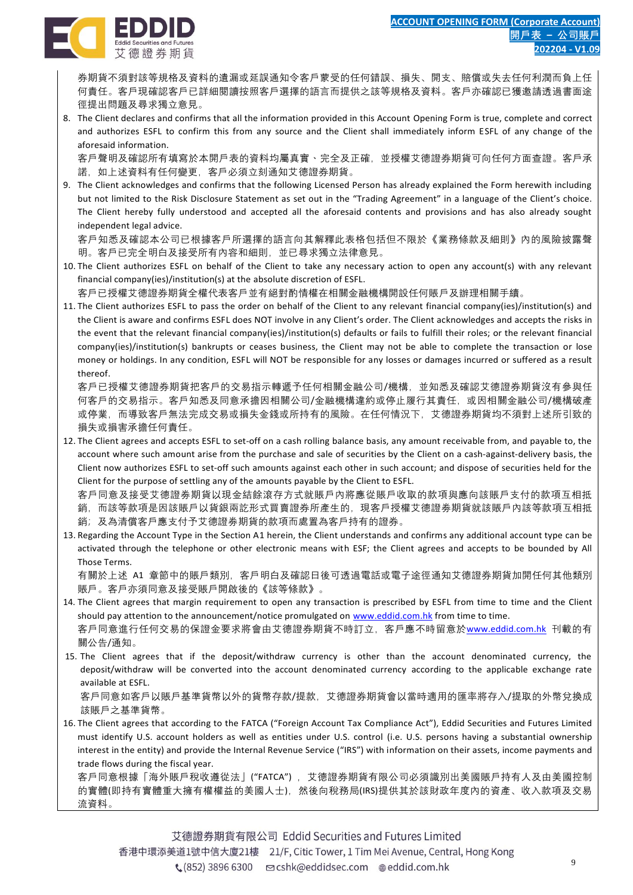券期貨不須對該等規格及資料的遺漏或延誤通知令客戶蒙受的任何錯誤、損失、開支、賠償或失去任何利潤而負上任何責任。客戶現確認客戶已詳細閱讀按照客戶選擇的語言而提供之該等規格及資料。客戶亦確認已獲邀請透過書面途徑提出問題及尋求獨立意見。

8. The Client declares and confirms that all the information provided in this Account Opening Form is true, complete and correct and authorizes ESFL to confirm this from any source and the Client shall immediately inform ESFL of any change of the aforesaid information.
   客戶聲明及確認所有填寫於本開戶表的資料均屬真實、完全及正確，並授權艾德證券期貨可向任何方面查證。客戶承諾，如上述資料有任何變更，客戶必須立刻通知艾德證券期貨。
9. The Client acknowledges and confirms that the following Licensed Person has already explained the Form herewith including but not limited to the Risk Disclosure Statement as set out in the "Trading Agreement" in a language of the Client's choice. The Client hereby fully understood and accepted all the aforesaid contents and provisions and has also already sought independent legal advice.
   客戶知悉及確認本公司已根據客戶所選擇的語言向其解釋此表格包括但不限於《業務條款及細則》內的風險披露聲明。客戶已完全明白及接受所有內容和細則，並已尋求獨立法律意見。
10. The Client authorizes ESFL on behalf of the Client to take any necessary action to open any account(s) with any relevant financial company(ies)/institution(s) at the absolute discretion of ESFL.
    客戶已授權艾德證券期貨全權代表客戶並有絕對酌情權在相關金融機構開設任何賬戶及辦理相關手續。
11. The Client authorizes ESFL to pass the order on behalf of the Client to any relevant financial company(ies)/institution(s) and the Client is aware and confirms ESFL does NOT involve in any Client's order. The Client acknowledges and accepts the risks in the event that the relevant financial company(ies)/institution(s) defaults or fails to fulfill their roles; or the relevant financial company(ies)/institution(s) bankrupts or ceases business, the Client may not be able to complete the transaction or lose money or holdings. In any condition, ESFL will NOT be responsible for any losses or damages incurred or suffered as a result thereof.
    客戶已授權艾德證券期貨把客戶的交易指示轉遞予任何相關金融公司/機構，並知悉及確認艾德證券期貨沒有參與任何客戶的交易指示。客戶知悉及同意承擔因相關公司/金融機構違約或停止履行其責任，或因相關金融公司/機構破產或停業，而導致客戶無法完成交易或損失金錢或所持有的風險。在任何情況下，艾德證券期貨均不須對上述所引致的損失或損害承擔任何責任。
12. The Client agrees and accepts ESFL to set-off on a cash rolling balance basis, any amount receivable from, and payable to, the account where such amount arise from the purchase and sale of securities by the Client on a cash-against-delivery basis, the Client now authorizes ESFL to set-off such amounts against each other in such account; and dispose of securities held for the Client for the purpose of settling any of the amounts payable by the Client to ESFL.
    客戶同意及接受艾德證券期貨以現金結餘滾存方式就賬戶內將應從賬戶收取的款項與應向該賬戶支付的款項互相抵銷，而該等款項是因該賬戶以貨銀兩訖形式買賣證券所產生的，現客戶授權艾德證券期貨就該賬戶內該等款項互相抵銷；及為清償客戶應支付予艾德證券期貨的款項而處置為客戶持有的證券。
13. Regarding the Account Type in the Section A1 herein, the Client understands and confirms any additional account type can be activated through the telephone or other electronic means with ESF; the Client agrees and accepts to be bounded by All Those Terms.
    有關於上述 A1 章節中的賬戶類別，客戶明白及確認日後可透過電話或電子途徑通知艾德證券期貨加開任何其他類別賬戶。客戶亦須同意及接受賬戶開啟後的《該等條款》。
14. The Client agrees that margin requirement to open any transaction is prescribed by ESFL from time to time and the Client should pay attention to the announcement/notice promulgated on www.eddid.com.hk from time to time.
    客戶同意進行任何交易的保證金要求將會由艾德證券期貨不時訂立，客戶應不時留意於www.eddid.com.hk 刊載的有關公告/通知。
15. The Client agrees that if the deposit/withdraw currency is other than the account denominated currency, the deposit/withdraw will be converted into the account denominated currency according to the applicable exchange rate available at ESFL.
    客戶同意如客戶以賬戶基準貨幣以外的貨幣存款/提款，艾德證券期貨會以當時適用的匯率將存入/提取的外幣兌換成該賬戶之基準貨幣。
16. The Client agrees that according to the FATCA ("Foreign Account Tax Compliance Act"), Eddid Securities and Futures Limited must identify U.S. account holders as well as entities under U.S. control (i.e. U.S. persons having a substantial ownership interest in the entity) and provide the Internal Revenue Service ("IRS") with information on their assets, income payments and trade flows during the fiscal year.
    客戶同意根據「海外賬戶稅收遵從法」("FATCA")，艾德證券期貨有限公司必須識別出美國賬戶持有人及由美國控制的實體(即持有實體重大擁有權權益的美國人士)，然後向稅務局(IRS)提供其於該財政年度內的資產、收入款項及交易流資料。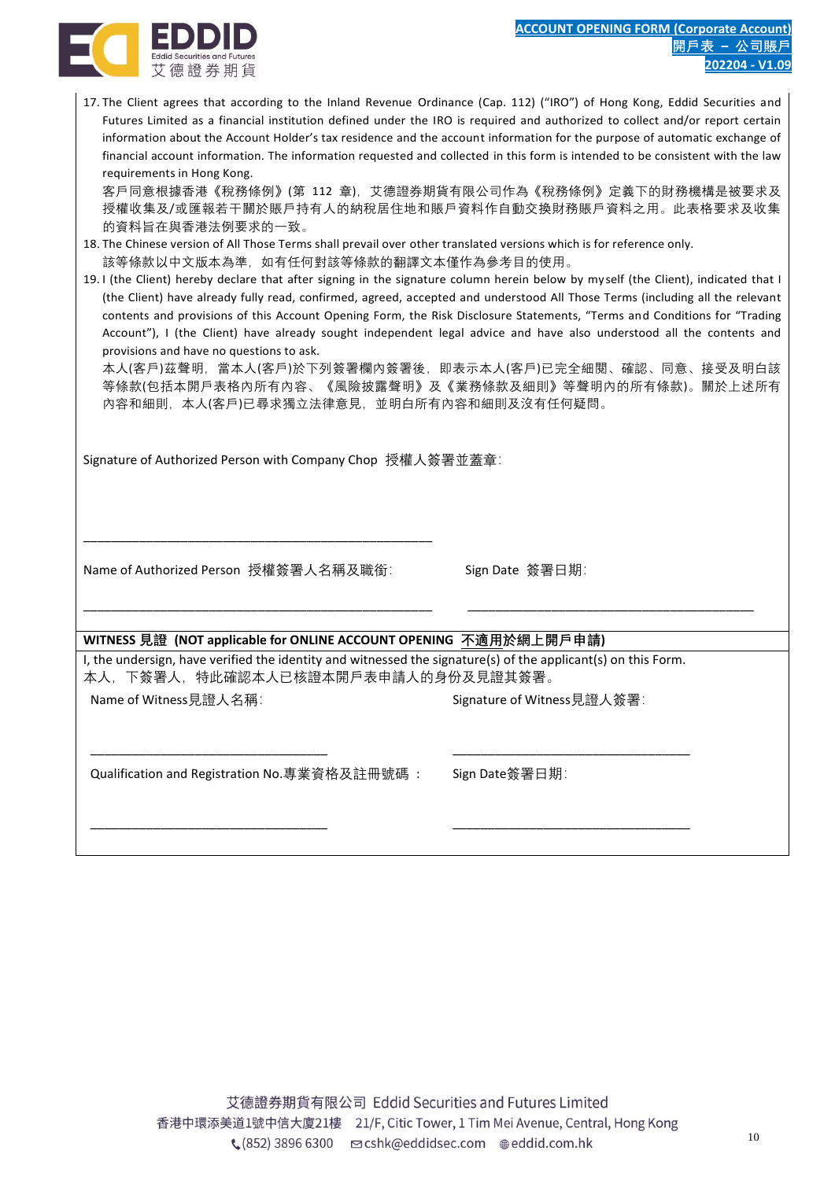17. The Client agrees that according to the Inland Revenue Ordinance (Cap. 112) ("IRO") of Hong Kong, Eddid Securities and Futures Limited as a financial institution defined under the IRO is required and authorized to collect and/or report certain information about the Account Holder's tax residence and the account information for the purpose of automatic exchange of financial account information. The information requested and collected in this form is intended to be consistent with the law requirements in Hong Kong.
客戶同意根據香港《稅務條例》(第 112 章)，艾德證券期貨有限公司作為《稅務條例》定義下的財務機構是被要求及授權收集及/或匯報若干關於賬戶持有人的納稅居住地和賬戶資料作自動交換財務賬戶資料之用。此表格要求及收集的資料旨在與香港法例要求的一致。
18. The Chinese version of All Those Terms shall prevail over other translated versions which is for reference only.
該等條款以中文版本為準，如有任何對該等條款的翻譯文本僅作為參考目的使用。
19. I (the Client) hereby declare that after signing in the signature column herein below by myself (the Client), indicated that I (the Client) have already fully read, confirmed, agreed, accepted and understood All Those Terms (including all the relevant contents and provisions of this Account Opening Form, the Risk Disclosure Statements, "Terms and Conditions for "Trading Account"), I (the Client) have already sought independent legal advice and have also understood all the contents and provisions and have no questions to ask.
本人(客戶)茲聲明，當本人(客戶)於下列簽署欄內簽署後，即表示本人(客戶)已完全細閱、確認、同意、接受及明白該等條款(包括本開戶表格內所有內容、《風險披露聲明》及《業務條款及細則》等聲明內的所有條款)。關於上述所有內容和細則，本人(客戶)已尋求獨立法律意見，並明白所有內容和細則及沒有任何疑問。

Signature of Authorized Person with Company Chop 授權人簽署並蓋章:

\_\_\_\_\_\_\_\_\_\_\_\_\_\_\_\_\_\_\_\_\_\_\_\_\_\_\_\_\_\_\_\_\_\_\_\_\_\_\_\_

Name of Authorized Person 授權簽署人名稱及職銜: \_\_\_\_\_\_\_\_\_\_\_\_\_\_\_\_\_\_\_\_\_\_\_\_

Sign Date 簽署日期: \_\_\_\_\_\_\_\_\_\_\_\_\_\_\_\_\_\_\_\_\_\_\_\_

**WITNESS 見證 (NOT applicable for ONLINE ACCOUNT OPENING 不適用於網上開戶申請)**

I, the undersign, have verified the identity and witnessed the signature(s) of the applicant(s) on this Form.
本人，下簽署人，特此確認本人已核證本開戶表申請人的身份及見證其簽署。

Name of Witness 見證人名稱: \_\_\_\_\_\_\_\_\_\_\_\_\_\_\_\_\_\_\_\_\_\_\_\_

Signature of Witness 見證人簽署: \_\_\_\_\_\_\_\_\_\_\_\_\_\_\_\_\_\_\_\_\_\_\_\_

Qualification and Registration No. 專業資格及註冊號碼: \_\_\_\_\_\_\_\_\_\_\_\_\_\_\_\_\_\_\_\_\_\_\_\_

Sign Date 簽署日期: \_\_\_\_\_\_\_\_\_\_\_\_\_\_\_\_\_\_\_\_\_\_\_\_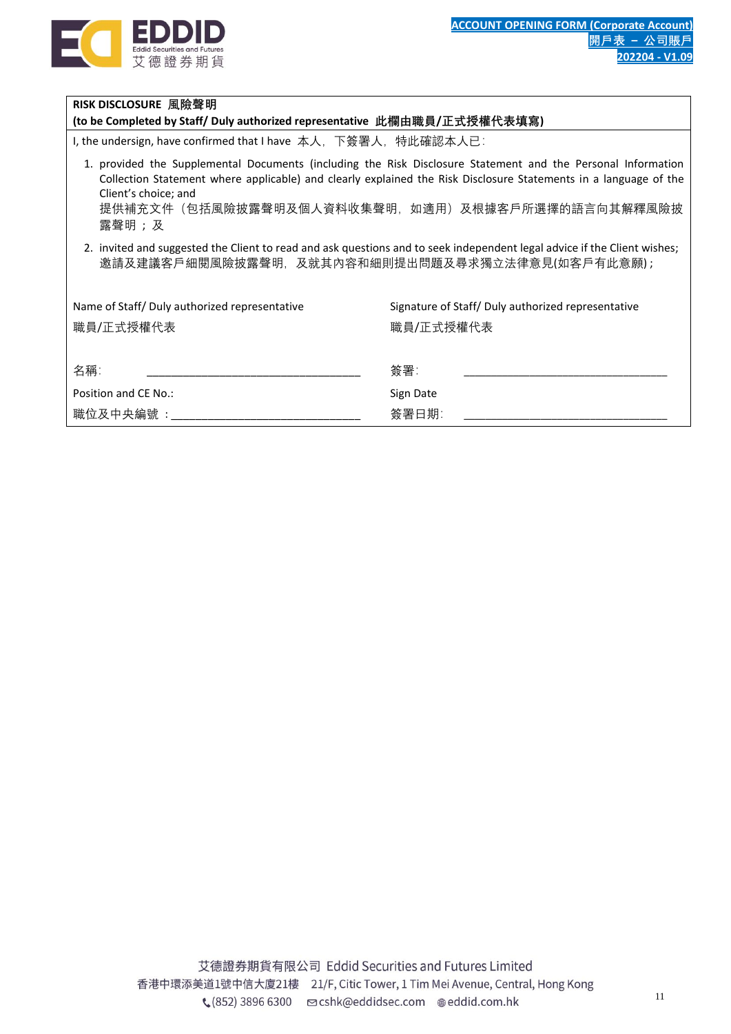**RISK DISCLOSURE 風險聲明**

**(to be Completed by Staff/ Duly authorized representative 此欄由職員/正式授權代表填寫)**

I, the undersign, have confirmed that I have 本人，下簽署人，特此確認本人已：

1. provided the Supplemental Documents (including the Risk Disclosure Statement and the Personal Information Collection Statement where applicable) and clearly explained the Risk Disclosure Statements in a language of the Client's choice; and
   提供補充文件（包括風險披露聲明及個人資料收集聲明，如適用）及根據客戶所選擇的語言向其解釋風險披露聲明；及
2. invited and suggested the Client to read and ask questions and to seek independent legal advice if the Client wishes;
   邀請及建議客戶細閱風險披露聲明，及就其內容和細則提出問題及尋求獨立法律意見(如客戶有此意願)；

| | |
|---|---|
| Name of Staff/ Duly authorized representative<br>職員/正式授權代表 | Signature of Staff/ Duly authorized representative<br>職員/正式授權代表 |
| 名稱: ______________________________ | 簽署: ______________________________ |
| Position and CE No.:<br>職位及中央編號：______________________ | Sign Date<br>簽署日期: ______________________________ |

艾德證券期貨有限公司 Eddid Securities and Futures Limited
香港中環添美道1號中信大廈21樓 21/F, Citic Tower, 1 Tim Mei Avenue, Central, Hong Kong
(852) 3896 6300 cshk@eddidsec.com eddid.com.hk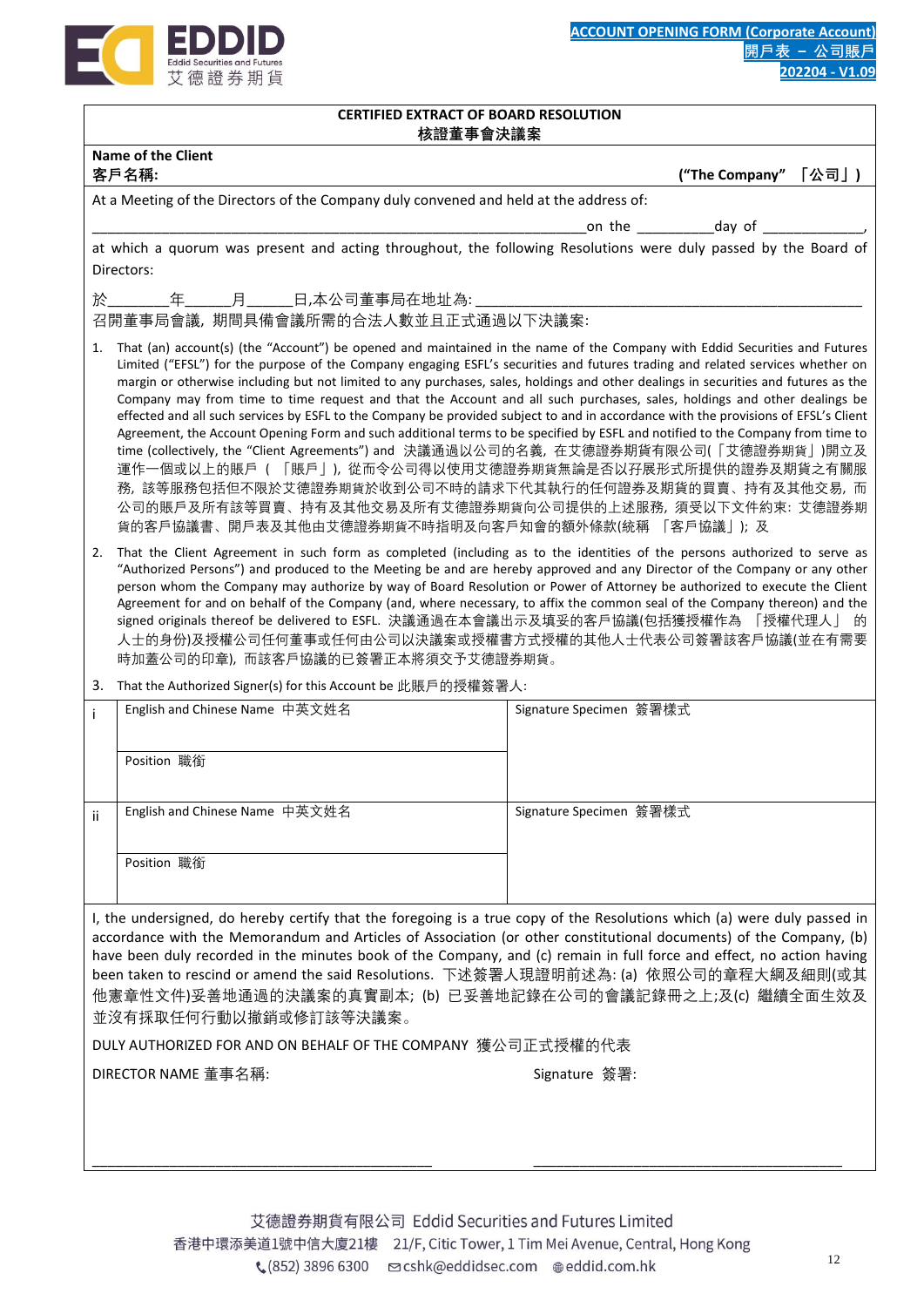**ACCOUNT OPENING FORM (Corporate Account)**
**開戶表 – 公司賬戶**
**202204 - V1.09**

## CERTIFIED EXTRACT OF BOARD RESOLUTION
## 核證董事會決議案

**Name of the Client**
**客戶名稱:** **("The Company" 「公司」)**

At a Meeting of the Directors of the Company duly convened and held at the address of:

_____________________________________________________________on the _________day of _____________,

at which a quorum was present and acting throughout, the following Resolutions were duly passed by the Board of Directors:

於________年______月______日,本公司董事局在地址為: ______________________________________________

召開董事局會議，期間具備會議所需的合法人數並且正式通過以下決議案:

1. That (an) account(s) (the "Account") be opened and maintained in the name of the Company with Eddid Securities and Futures Limited ("EFSL") for the purpose of the Company engaging ESFL's securities and futures trading and related services whether on margin or otherwise including but not limited to any purchases, sales, holdings and other dealings in securities and futures as the Company may from time to time request and that the Account and all such purchases, sales, holdings and other dealings be effected and all such services by ESFL to the Company be provided subject to and in accordance with the provisions of EFSL's Client Agreement, the Account Opening Form and such additional terms to be specified by ESFL and notified to the Company from time to time (collectively, the "Client Agreements") and 決議通過以公司的名義，在艾德證券期貨有限公司(「艾德證券期貨」)開立及運作一個或以上的賬戶（「賬戶」），從而令公司得以使用艾德證券期貨無論是否以孖展形式所提供的證券及期貨之有關服務，該等服務包括但不限於艾德證券期貨於收到公司不時的請求下代其執行的任何證券及期貨的買賣、持有及其他交易，而公司的賬戶及所有該等買賣、持有及其他交易及所有艾德證券期貨向公司提供的上述服務，須受以下文件約束：艾德證券期貨的客戶協議書、開戶表及其他由艾德證券期貨不時指明及向客戶知會的額外條款(統稱 「客戶協議」)；及

2. That the Client Agreement in such form as completed (including as to the identities of the persons authorized to serve as "Authorized Persons") and produced to the Meeting be and are hereby approved and any Director of the Company or any other person whom the Company may authorize by way of Board Resolution or Power of Attorney be authorized to execute the Client Agreement for and on behalf of the Company (and, where necessary, to affix the common seal of the Company thereon) and the signed originals thereof be delivered to ESFL. 決議通過在本會議出示及填妥的客戶協議(包括獲授權作為 「授權代理人」 的人士的身份)及授權公司任何董事或任何由公司以決議案或授權書方式授權的其他人士代表公司簽署該客戶協議(並在有需要時加蓋公司的印章)，而該客戶協議的已簽署正本將須交予艾德證券期貨。

3. That the Authorized Signer(s) for this Account be 此賬戶的授權簽署人:

| | | |
|---|---|---|
| i | English and Chinese Name 中英文姓名<br><br>Position 職銜 | Signature Specimen 簽署樣式 |
| ii | English and Chinese Name 中英文姓名<br><br>Position 職銜 | Signature Specimen 簽署樣式 |

I, the undersigned, do hereby certify that the foregoing is a true copy of the Resolutions which (a) were duly passed in accordance with the Memorandum and Articles of Association (or other constitutional documents) of the Company, (b) have been duly recorded in the minutes book of the Company, and (c) remain in full force and effect, no action having been taken to rescind or amend the said Resolutions. 下述簽署人現證明前述為: (a) 依照公司的章程大綱及細則(或其他憲章性文件)妥善地通過的決議案的真實副本; (b) 已妥善地記錄在公司的會議記錄冊之上;及(c) 繼續全面生效及並沒有採取任何行動以撤銷或修訂該等決議案。

DULY AUTHORIZED FOR AND ON BEHALF OF THE COMPANY 獲公司正式授權的代表

DIRECTOR NAME 董事名稱: Signature 簽署:

_________________________________________ _________________________________________

艾德證券期貨有限公司 Eddid Securities and Futures Limited
香港中環添美道1號中信大廈21樓 21/F, Citic Tower, 1 Tim Mei Avenue, Central, Hong Kong
(852) 3896 6300 cshk@eddidsec.com eddid.com.hk